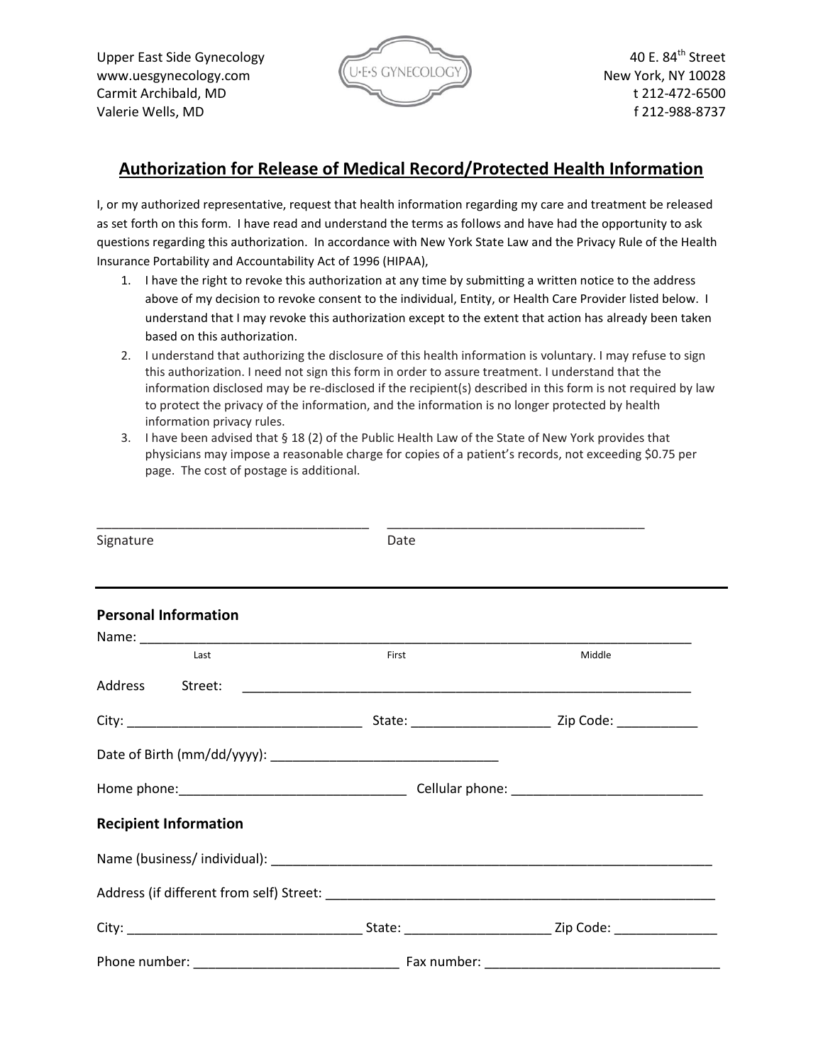Upper East Side Gynecology
www.uesgynecology.com
Carmit Archibald, MD
Valerie Wells, MD

U·E·S GYNECOLOGY

40 E. 84th Street
New York, NY 10028
t 212-472-6500
f 212-988-8737

## Authorization for Release of Medical Record/Protected Health Information

I, or my authorized representative, request that health information regarding my care and treatment be released as set forth on this form. I have read and understand the terms as follows and have had the opportunity to ask questions regarding this authorization. In accordance with New York State Law and the Privacy Rule of the Health Insurance Portability and Accountability Act of 1996 (HIPAA),

1. I have the right to revoke this authorization at any time by submitting a written notice to the address above of my decision to revoke consent to the individual, Entity, or Health Care Provider listed below. I understand that I may revoke this authorization except to the extent that action has already been taken based on this authorization.
2. I understand that authorizing the disclosure of this health information is voluntary. I may refuse to sign this authorization. I need not sign this form in order to assure treatment. I understand that the information disclosed may be re-disclosed if the recipient(s) described in this form is not required by law to protect the privacy of the information, and the information is no longer protected by health information privacy rules.
3. I have been advised that § 18 (2) of the Public Health Law of the State of New York provides that physicians may impose a reasonable charge for copies of a patient's records, not exceeding $0.75 per page. The cost of postage is additional.

_____________________________________ _____________________________________
Signature Date

---

### Personal Information

Name: ______________________________________________________________________________
Last First Middle

Address Street: ______________________________________________________________

City: _______________________________ State: __________________ Zip Code: ___________

Date of Birth (mm/dd/yyyy): _______________________________

Home phone:______________________________ Cellular phone: __________________________

### Recipient Information

Name (business/ individual): ______________________________________________________________

Address (if different from self) Street: ____________________________________________________

City: _______________________________ State: ___________________ Zip Code: ______________

Phone number: ____________________________ Fax number: _______________________________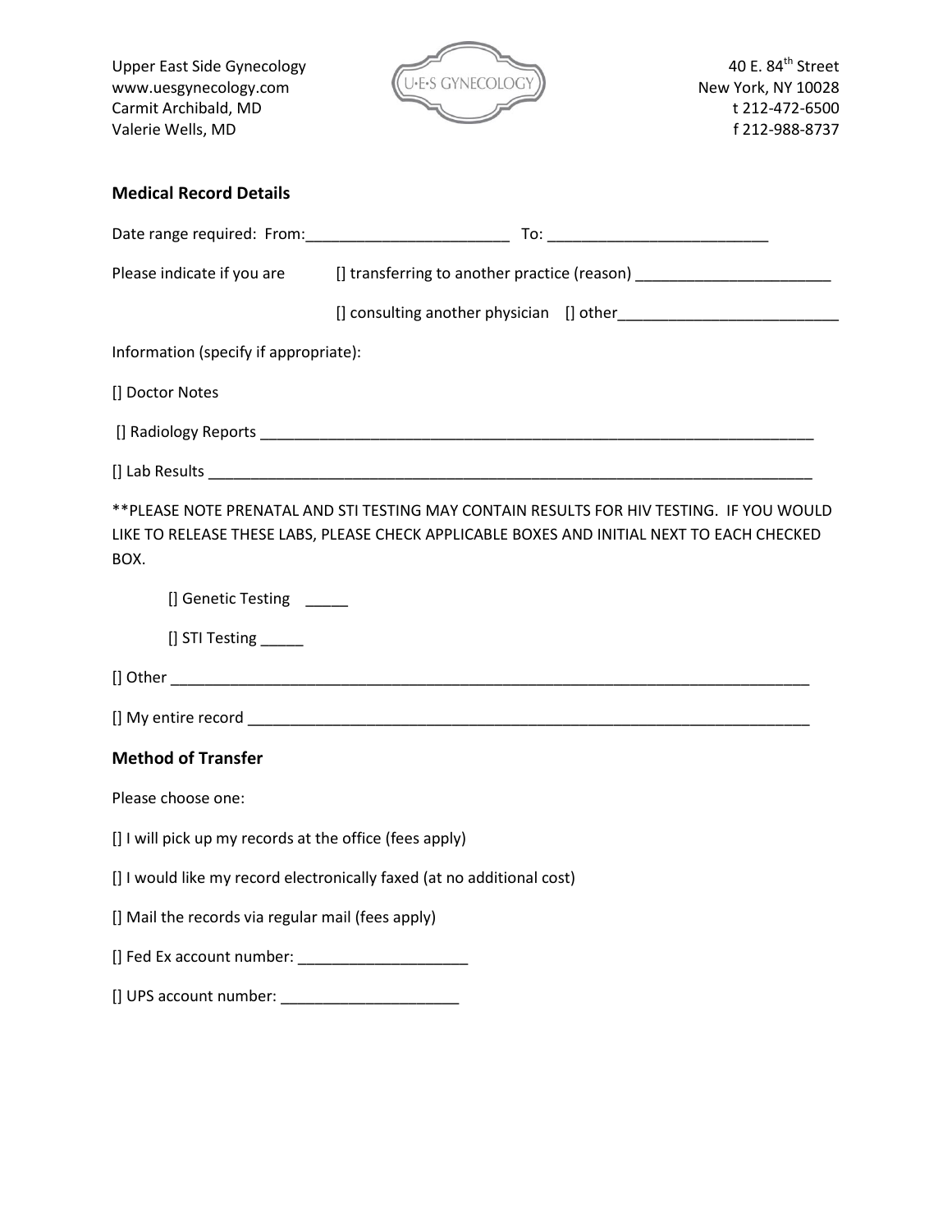Upper East Side Gynecology
www.uesgynecology.com
Carmit Archibald, MD
Valerie Wells, MD

40 E. 84th Street
New York, NY 10028
t 212-472-6500
f 212-988-8737

## Medical Record Details

Date range required: From:________________________ To: __________________________

Please indicate if you are [] transferring to another practice (reason) _______________________

[] consulting another physician [] other__________________________

Information (specify if appropriate):

[] Doctor Notes

[] Radiology Reports ____________________________________________________________________

[] Lab Results _________________________________________________________________________

**PLEASE NOTE PRENATAL AND STI TESTING MAY CONTAIN RESULTS FOR HIV TESTING. IF YOU WOULD LIKE TO RELEASE THESE LABS, PLEASE CHECK APPLICABLE BOXES AND INITIAL NEXT TO EACH CHECKED BOX.

[] Genetic Testing _____

[] STI Testing _____

[] Other ______________________________________________________________________________

[] My entire record _____________________________________________________________________

## Method of Transfer

Please choose one:

[] I will pick up my records at the office (fees apply)

[] I would like my record electronically faxed (at no additional cost)

[] Mail the records via regular mail (fees apply)

[] Fed Ex account number: ____________________

[] UPS account number: _____________________